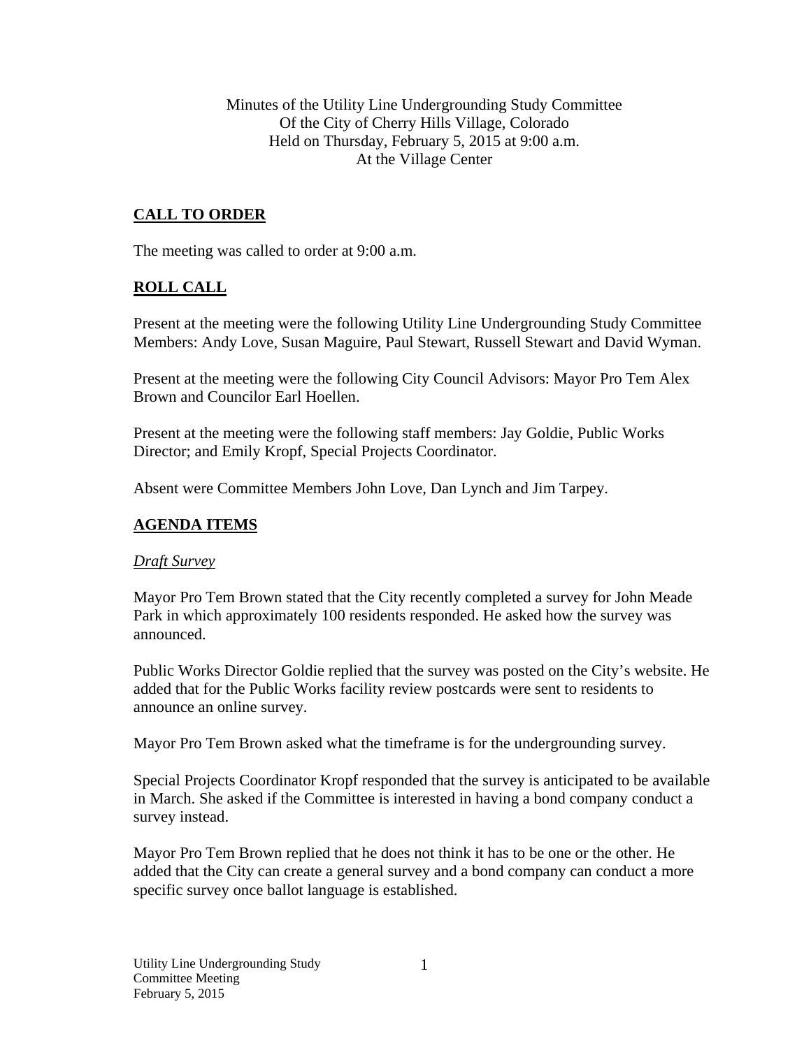Minutes of the Utility Line Undergrounding Study Committee
Of the City of Cherry Hills Village, Colorado
Held on Thursday, February 5, 2015 at 9:00 a.m.
At the Village Center

## CALL TO ORDER

The meeting was called to order at 9:00 a.m.

## ROLL CALL

Present at the meeting were the following Utility Line Undergrounding Study Committee Members: Andy Love, Susan Maguire, Paul Stewart, Russell Stewart and David Wyman.

Present at the meeting were the following City Council Advisors: Mayor Pro Tem Alex Brown and Councilor Earl Hoellen.

Present at the meeting were the following staff members: Jay Goldie, Public Works Director; and Emily Kropf, Special Projects Coordinator.

Absent were Committee Members John Love, Dan Lynch and Jim Tarpey.

## AGENDA ITEMS

### *Draft Survey*

Mayor Pro Tem Brown stated that the City recently completed a survey for John Meade Park in which approximately 100 residents responded. He asked how the survey was announced.

Public Works Director Goldie replied that the survey was posted on the City's website. He added that for the Public Works facility review postcards were sent to residents to announce an online survey.

Mayor Pro Tem Brown asked what the timeframe is for the undergrounding survey.

Special Projects Coordinator Kropf responded that the survey is anticipated to be available in March. She asked if the Committee is interested in having a bond company conduct a survey instead.

Mayor Pro Tem Brown replied that he does not think it has to be one or the other. He added that the City can create a general survey and a bond company can conduct a more specific survey once ballot language is established.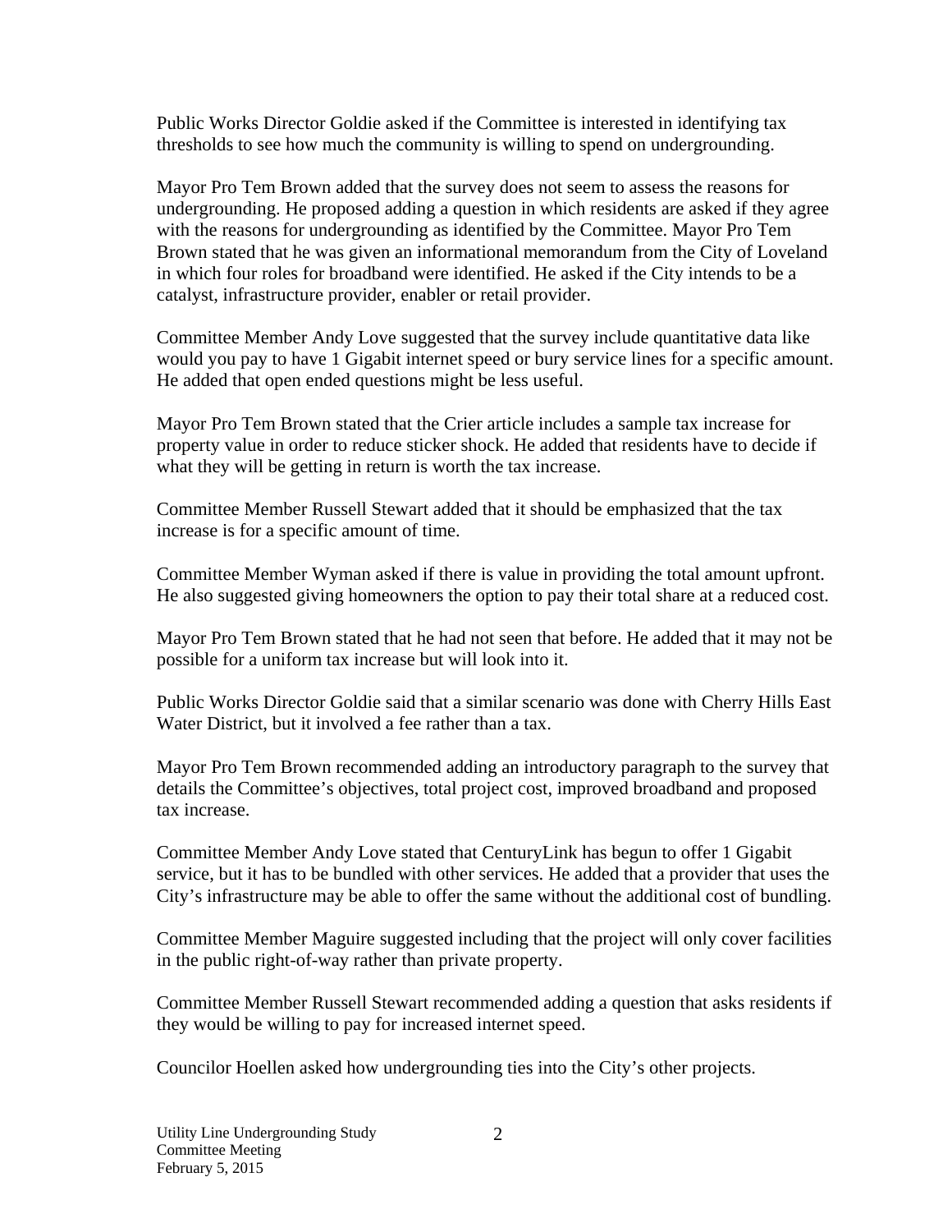Public Works Director Goldie asked if the Committee is interested in identifying tax thresholds to see how much the community is willing to spend on undergrounding.

Mayor Pro Tem Brown added that the survey does not seem to assess the reasons for undergrounding. He proposed adding a question in which residents are asked if they agree with the reasons for undergrounding as identified by the Committee. Mayor Pro Tem Brown stated that he was given an informational memorandum from the City of Loveland in which four roles for broadband were identified. He asked if the City intends to be a catalyst, infrastructure provider, enabler or retail provider.

Committee Member Andy Love suggested that the survey include quantitative data like would you pay to have 1 Gigabit internet speed or bury service lines for a specific amount. He added that open ended questions might be less useful.

Mayor Pro Tem Brown stated that the Crier article includes a sample tax increase for property value in order to reduce sticker shock. He added that residents have to decide if what they will be getting in return is worth the tax increase.

Committee Member Russell Stewart added that it should be emphasized that the tax increase is for a specific amount of time.

Committee Member Wyman asked if there is value in providing the total amount upfront. He also suggested giving homeowners the option to pay their total share at a reduced cost.

Mayor Pro Tem Brown stated that he had not seen that before. He added that it may not be possible for a uniform tax increase but will look into it.

Public Works Director Goldie said that a similar scenario was done with Cherry Hills East Water District, but it involved a fee rather than a tax.

Mayor Pro Tem Brown recommended adding an introductory paragraph to the survey that details the Committee's objectives, total project cost, improved broadband and proposed tax increase.

Committee Member Andy Love stated that CenturyLink has begun to offer 1 Gigabit service, but it has to be bundled with other services. He added that a provider that uses the City's infrastructure may be able to offer the same without the additional cost of bundling.

Committee Member Maguire suggested including that the project will only cover facilities in the public right-of-way rather than private property.

Committee Member Russell Stewart recommended adding a question that asks residents if they would be willing to pay for increased internet speed.

Councilor Hoellen asked how undergrounding ties into the City's other projects.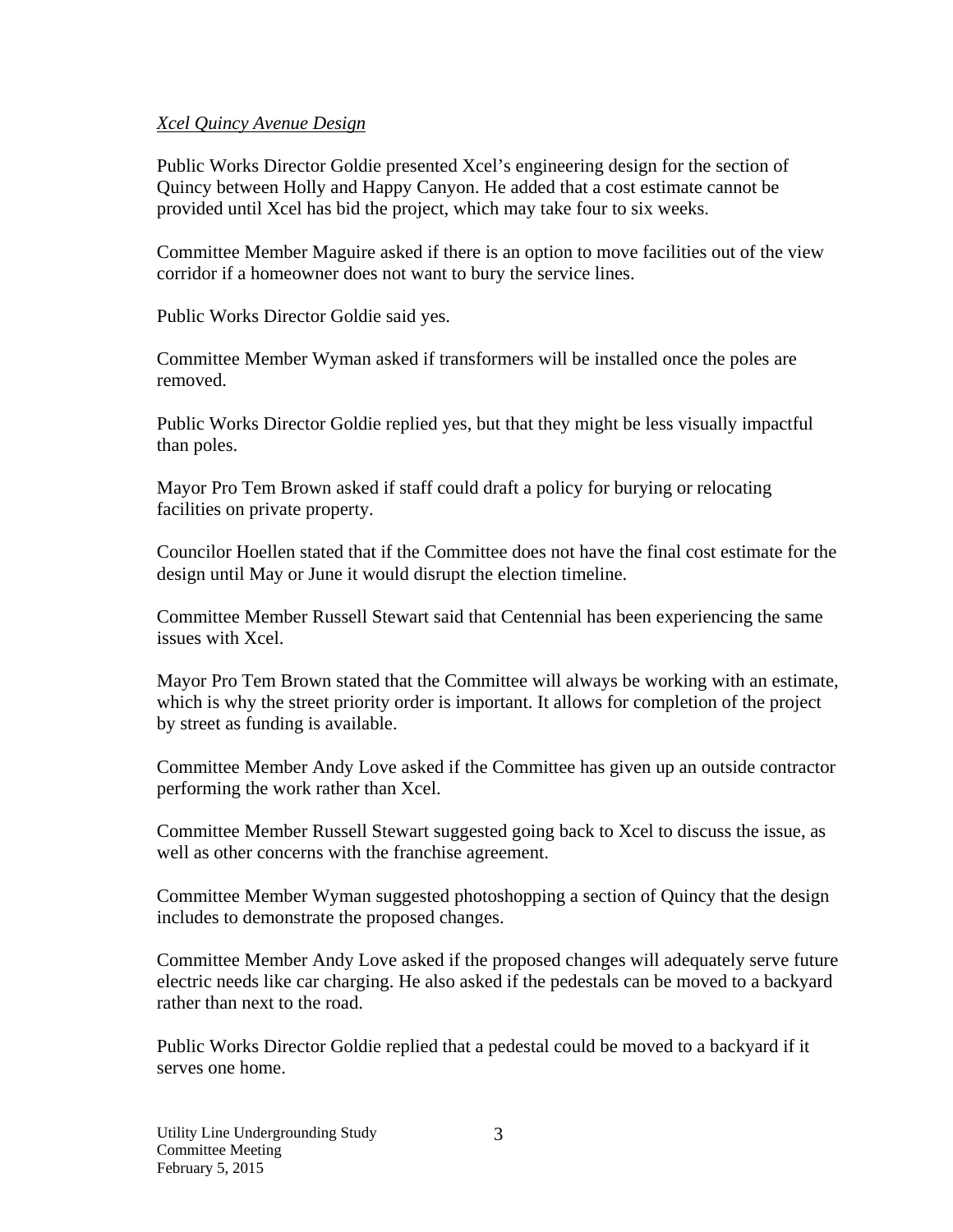*Xcel Quincy Avenue Design*

Public Works Director Goldie presented Xcel's engineering design for the section of Quincy between Holly and Happy Canyon. He added that a cost estimate cannot be provided until Xcel has bid the project, which may take four to six weeks.

Committee Member Maguire asked if there is an option to move facilities out of the view corridor if a homeowner does not want to bury the service lines.

Public Works Director Goldie said yes.

Committee Member Wyman asked if transformers will be installed once the poles are removed.

Public Works Director Goldie replied yes, but that they might be less visually impactful than poles.

Mayor Pro Tem Brown asked if staff could draft a policy for burying or relocating facilities on private property.

Councilor Hoellen stated that if the Committee does not have the final cost estimate for the design until May or June it would disrupt the election timeline.

Committee Member Russell Stewart said that Centennial has been experiencing the same issues with Xcel.

Mayor Pro Tem Brown stated that the Committee will always be working with an estimate, which is why the street priority order is important. It allows for completion of the project by street as funding is available.

Committee Member Andy Love asked if the Committee has given up an outside contractor performing the work rather than Xcel.

Committee Member Russell Stewart suggested going back to Xcel to discuss the issue, as well as other concerns with the franchise agreement.

Committee Member Wyman suggested photoshopping a section of Quincy that the design includes to demonstrate the proposed changes.

Committee Member Andy Love asked if the proposed changes will adequately serve future electric needs like car charging. He also asked if the pedestals can be moved to a backyard rather than next to the road.

Public Works Director Goldie replied that a pedestal could be moved to a backyard if it serves one home.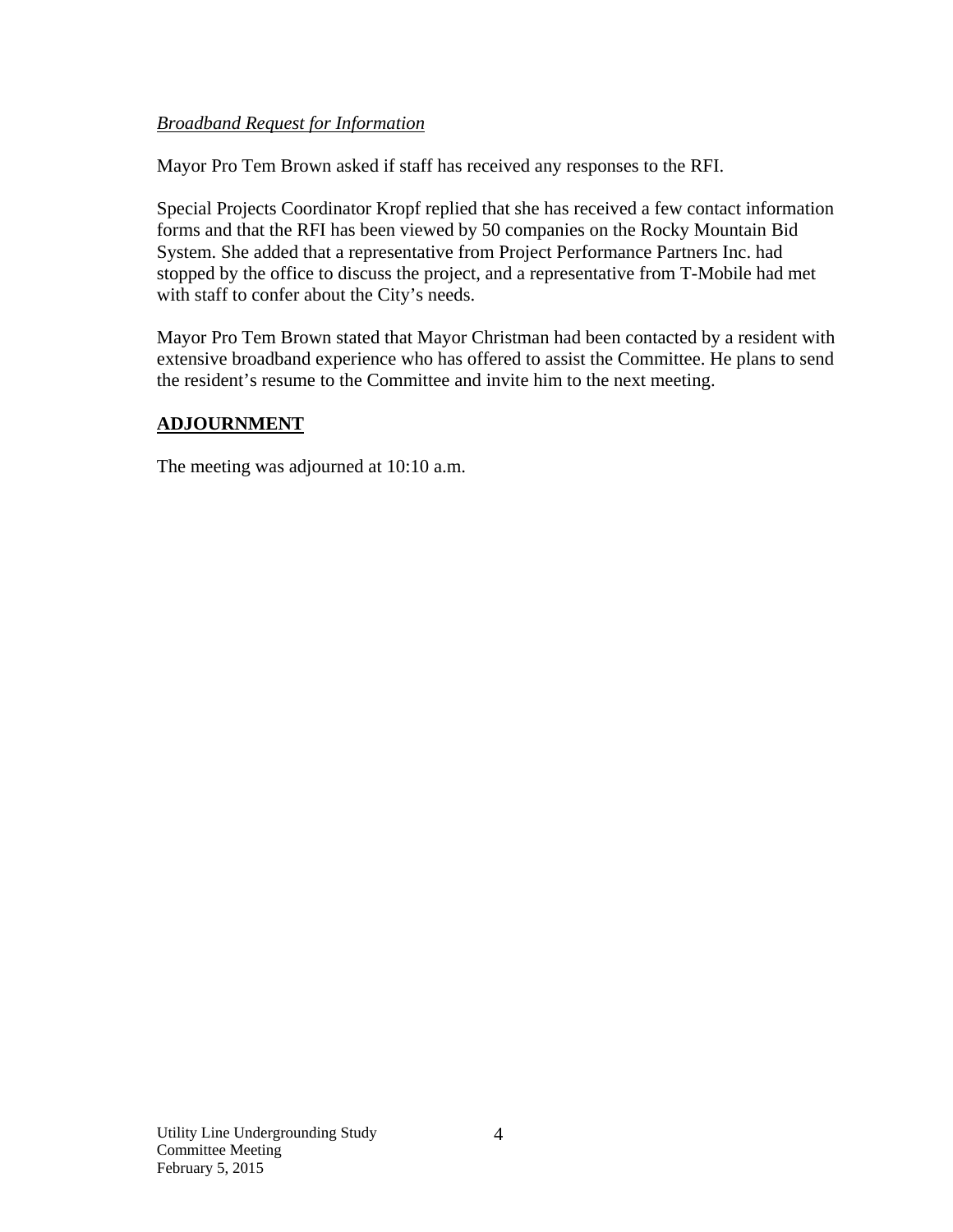*Broadband Request for Information*

Mayor Pro Tem Brown asked if staff has received any responses to the RFI.

Special Projects Coordinator Kropf replied that she has received a few contact information forms and that the RFI has been viewed by 50 companies on the Rocky Mountain Bid System. She added that a representative from Project Performance Partners Inc. had stopped by the office to discuss the project, and a representative from T-Mobile had met with staff to confer about the City's needs.

Mayor Pro Tem Brown stated that Mayor Christman had been contacted by a resident with extensive broadband experience who has offered to assist the Committee. He plans to send the resident's resume to the Committee and invite him to the next meeting.

## ADJOURNMENT

The meeting was adjourned at 10:10 a.m.